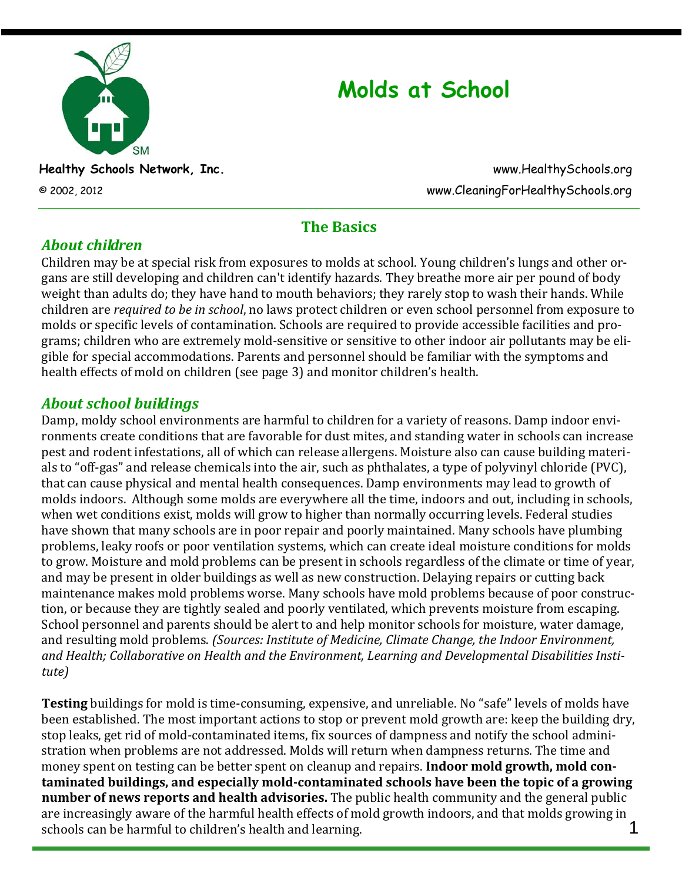# Molds at School

**Healthy Schools Network, Inc.**

© 2002, 2012

www.HealthySchools.org

www.CleaningForHealthySchools.org

## The Basics

### *About children*

Children may be at special risk from exposures to molds at school. Young children's lungs and other organs are still developing and children can't identify hazards. They breathe more air per pound of body weight than adults do; they have hand to mouth behaviors; they rarely stop to wash their hands. While children are *required to be in school*, no laws protect children or even school personnel from exposure to molds or specific levels of contamination. Schools are required to provide accessible facilities and programs; children who are extremely mold-sensitive or sensitive to other indoor air pollutants may be eligible for special accommodations. Parents and personnel should be familiar with the symptoms and health effects of mold on children (see page 3) and monitor children's health.

### *About school buildings*

Damp, moldy school environments are harmful to children for a variety of reasons. Damp indoor environments create conditions that are favorable for dust mites, and standing water in schools can increase pest and rodent infestations, all of which can release allergens. Moisture also can cause building materials to "off-gas" and release chemicals into the air, such as phthalates, a type of polyvinyl chloride (PVC), that can cause physical and mental health consequences. Damp environments may lead to growth of molds indoors. Although some molds are everywhere all the time, indoors and out, including in schools, when wet conditions exist, molds will grow to higher than normally occurring levels. Federal studies have shown that many schools are in poor repair and poorly maintained. Many schools have plumbing problems, leaky roofs or poor ventilation systems, which can create ideal moisture conditions for molds to grow. Moisture and mold problems can be present in schools regardless of the climate or time of year, and may be present in older buildings as well as new construction. Delaying repairs or cutting back maintenance makes mold problems worse. Many schools have mold problems because of poor construction, or because they are tightly sealed and poorly ventilated, which prevents moisture from escaping. School personnel and parents should be alert to and help monitor schools for moisture, water damage, and resulting mold problems. *(Sources: Institute of Medicine, Climate Change, the Indoor Environment, and Health; Collaborative on Health and the Environment, Learning and Developmental Disabilities Institute)*

**Testing** buildings for mold is time-consuming, expensive, and unreliable. No "safe" levels of molds have been established. The most important actions to stop or prevent mold growth are: keep the building dry, stop leaks, get rid of mold-contaminated items, fix sources of dampness and notify the school administration when problems are not addressed. Molds will return when dampness returns. The time and money spent on testing can be better spent on cleanup and repairs. **Indoor mold growth, mold contaminated buildings, and especially mold-contaminated schools have been the topic of a growing number of news reports and health advisories.** The public health community and the general public are increasingly aware of the harmful health effects of mold growth indoors, and that molds growing in schools can be harmful to children's health and learning.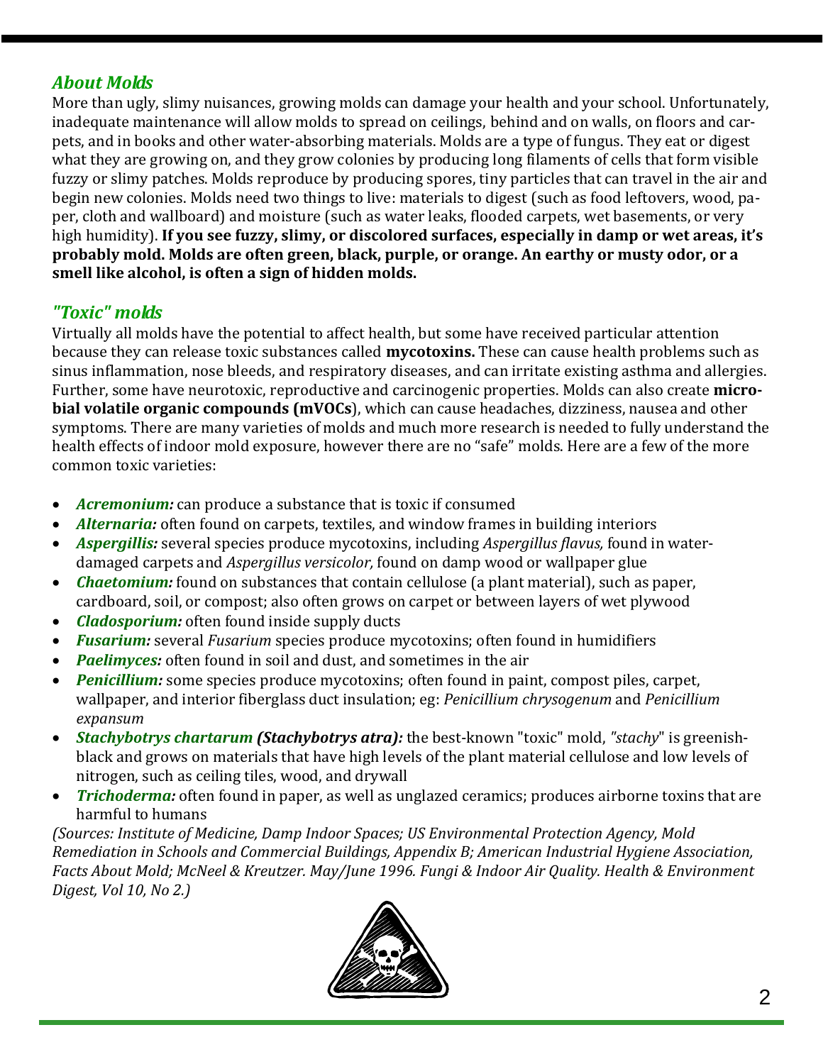## *About Molds*

More than ugly, slimy nuisances, growing molds can damage your health and your school. Unfortunately, inadequate maintenance will allow molds to spread on ceilings, behind and on walls, on floors and carpets, and in books and other water-absorbing materials. Molds are a type of fungus. They eat or digest what they are growing on, and they grow colonies by producing long filaments of cells that form visible fuzzy or slimy patches. Molds reproduce by producing spores, tiny particles that can travel in the air and begin new colonies. Molds need two things to live: materials to digest (such as food leftovers, wood, paper, cloth and wallboard) and moisture (such as water leaks, flooded carpets, wet basements, or very high humidity). **If you see fuzzy, slimy, or discolored surfaces, especially in damp or wet areas, it's probably mold. Molds are often green, black, purple, or orange. An earthy or musty odor, or a smell like alcohol, is often a sign of hidden molds.**

## *"Toxic" molds*

Virtually all molds have the potential to affect health, but some have received particular attention because they can release toxic substances called **mycotoxins.** These can cause health problems such as sinus inflammation, nose bleeds, and respiratory diseases, and can irritate existing asthma and allergies. Further, some have neurotoxic, reproductive and carcinogenic properties. Molds can also create **microbial volatile organic compounds (mVOCs**), which can cause headaches, dizziness, nausea and other symptoms. There are many varieties of molds and much more research is needed to fully understand the health effects of indoor mold exposure, however there are no "safe" molds. Here are a few of the more common toxic varieties:

- ***Acremonium:*** can produce a substance that is toxic if consumed
- ***Alternaria:*** often found on carpets, textiles, and window frames in building interiors
- ***Aspergillis:*** several species produce mycotoxins, including *Aspergillus flavus,* found in water-damaged carpets and *Aspergillus versicolor,* found on damp wood or wallpaper glue
- ***Chaetomium:*** found on substances that contain cellulose (a plant material), such as paper, cardboard, soil, or compost; also often grows on carpet or between layers of wet plywood
- ***Cladosporium:*** often found inside supply ducts
- ***Fusarium:*** several *Fusarium* species produce mycotoxins; often found in humidifiers
- ***Paelimyces:*** often found in soil and dust, and sometimes in the air
- ***Penicillium:*** some species produce mycotoxins; often found in paint, compost piles, carpet, wallpaper, and interior fiberglass duct insulation; eg: *Penicillium chrysogenum* and *Penicillium expansum*
- ***Stachybotrys chartarum (Stachybotrys atra):*** the best-known "toxic" mold, *"stachy*" is greenish-black and grows on materials that have high levels of the plant material cellulose and low levels of nitrogen, such as ceiling tiles, wood, and drywall
- ***Trichoderma:*** often found in paper, as well as unglazed ceramics; produces airborne toxins that are harmful to humans

*(Sources: Institute of Medicine, Damp Indoor Spaces; US Environmental Protection Agency, Mold Remediation in Schools and Commercial Buildings, Appendix B; American Industrial Hygiene Association, Facts About Mold; McNeel & Kreutzer. May/June 1996. Fungi & Indoor Air Quality. Health & Environment Digest, Vol 10, No 2.)*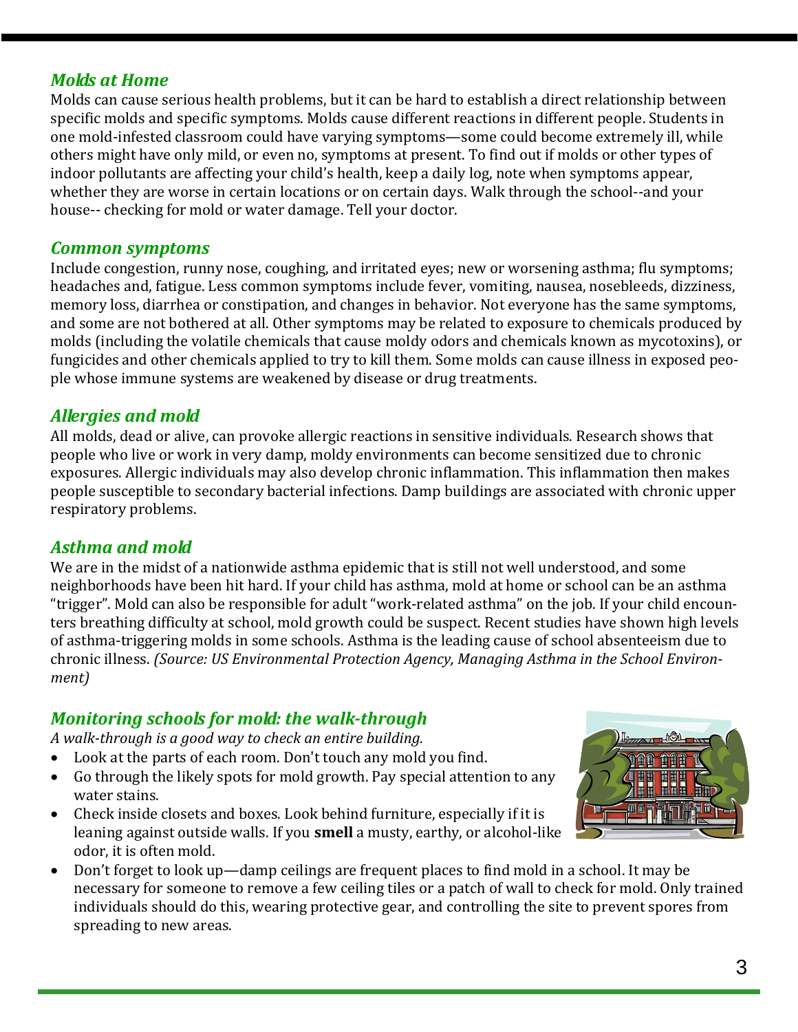## *Molds at Home*

Molds can cause serious health problems, but it can be hard to establish a direct relationship between specific molds and specific symptoms. Molds cause different reactions in different people. Students in one mold-infested classroom could have varying symptoms—some could become extremely ill, while others might have only mild, or even no, symptoms at present. To find out if molds or other types of indoor pollutants are affecting your child's health, keep a daily log, note when symptoms appear, whether they are worse in certain locations or on certain days. Walk through the school--and your house-- checking for mold or water damage. Tell your doctor.

## *Common symptoms*

Include congestion, runny nose, coughing, and irritated eyes; new or worsening asthma; flu symptoms; headaches and, fatigue. Less common symptoms include fever, vomiting, nausea, nosebleeds, dizziness, memory loss, diarrhea or constipation, and changes in behavior. Not everyone has the same symptoms, and some are not bothered at all. Other symptoms may be related to exposure to chemicals produced by molds (including the volatile chemicals that cause moldy odors and chemicals known as mycotoxins), or fungicides and other chemicals applied to try to kill them. Some molds can cause illness in exposed people whose immune systems are weakened by disease or drug treatments.

## *Allergies and mold*

All molds, dead or alive, can provoke allergic reactions in sensitive individuals. Research shows that people who live or work in very damp, moldy environments can become sensitized due to chronic exposures. Allergic individuals may also develop chronic inflammation. This inflammation then makes people susceptible to secondary bacterial infections. Damp buildings are associated with chronic upper respiratory problems.

## *Asthma and mold*

We are in the midst of a nationwide asthma epidemic that is still not well understood, and some neighborhoods have been hit hard. If your child has asthma, mold at home or school can be an asthma "trigger". Mold can also be responsible for adult "work-related asthma" on the job. If your child encounters breathing difficulty at school, mold growth could be suspect. Recent studies have shown high levels of asthma-triggering molds in some schools. Asthma is the leading cause of school absenteeism due to chronic illness. *(Source: US Environmental Protection Agency, Managing Asthma in the School Environment)*

## *Monitoring schools for mold: the walk-through*

*A walk-through is a good way to check an entire building.*

- Look at the parts of each room. Don't touch any mold you find.
- Go through the likely spots for mold growth. Pay special attention to any water stains.
- Check inside closets and boxes. Look behind furniture, especially if it is leaning against outside walls. If you **smell** a musty, earthy, or alcohol-like odor, it is often mold.
- Don't forget to look up—damp ceilings are frequent places to find mold in a school. It may be necessary for someone to remove a few ceiling tiles or a patch of wall to check for mold. Only trained individuals should do this, wearing protective gear, and controlling the site to prevent spores from spreading to new areas.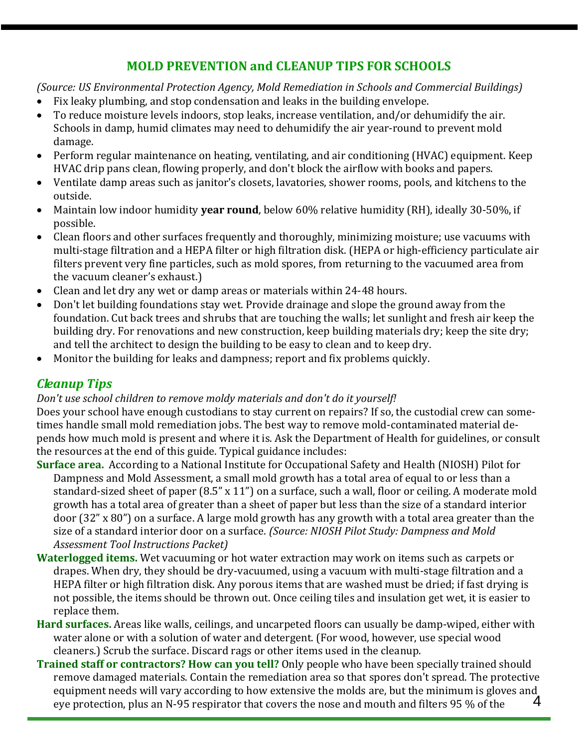## MOLD PREVENTION and CLEANUP TIPS FOR SCHOOLS

*(Source: US Environmental Protection Agency, Mold Remediation in Schools and Commercial Buildings)*

- Fix leaky plumbing, and stop condensation and leaks in the building envelope.
- To reduce moisture levels indoors, stop leaks, increase ventilation, and/or dehumidify the air. Schools in damp, humid climates may need to dehumidify the air year-round to prevent mold damage.
- Perform regular maintenance on heating, ventilating, and air conditioning (HVAC) equipment. Keep HVAC drip pans clean, flowing properly, and don't block the airflow with books and papers.
- Ventilate damp areas such as janitor's closets, lavatories, shower rooms, pools, and kitchens to the outside.
- Maintain low indoor humidity **year round**, below 60% relative humidity (RH), ideally 30-50%, if possible.
- Clean floors and other surfaces frequently and thoroughly, minimizing moisture; use vacuums with multi-stage filtration and a HEPA filter or high filtration disk. (HEPA or high-efficiency particulate air filters prevent very fine particles, such as mold spores, from returning to the vacuumed area from the vacuum cleaner's exhaust.)
- Clean and let dry any wet or damp areas or materials within 24-48 hours.
- Don't let building foundations stay wet. Provide drainage and slope the ground away from the foundation. Cut back trees and shrubs that are touching the walls; let sunlight and fresh air keep the building dry. For renovations and new construction, keep building materials dry; keep the site dry; and tell the architect to design the building to be easy to clean and to keep dry.
- Monitor the building for leaks and dampness; report and fix problems quickly.

### *Cleanup Tips*

*Don't use school children to remove moldy materials and don't do it yourself!*

Does your school have enough custodians to stay current on repairs? If so, the custodial crew can sometimes handle small mold remediation jobs. The best way to remove mold-contaminated material depends how much mold is present and where it is. Ask the Department of Health for guidelines, or consult the resources at the end of this guide. Typical guidance includes:

**Surface area.** According to a National Institute for Occupational Safety and Health (NIOSH) Pilot for Dampness and Mold Assessment, a small mold growth has a total area of equal to or less than a standard-sized sheet of paper (8.5" x 11") on a surface, such a wall, floor or ceiling. A moderate mold growth has a total area of greater than a sheet of paper but less than the size of a standard interior door (32" x 80") on a surface. A large mold growth has any growth with a total area greater than the size of a standard interior door on a surface. *(Source: NIOSH Pilot Study: Dampness and Mold Assessment Tool Instructions Packet)*

**Waterlogged items.** Wet vacuuming or hot water extraction may work on items such as carpets or drapes. When dry, they should be dry-vacuumed, using a vacuum with multi-stage filtration and a HEPA filter or high filtration disk. Any porous items that are washed must be dried; if fast drying is not possible, the items should be thrown out. Once ceiling tiles and insulation get wet, it is easier to replace them.

**Hard surfaces.** Areas like walls, ceilings, and uncarpeted floors can usually be damp-wiped, either with water alone or with a solution of water and detergent. (For wood, however, use special wood cleaners.) Scrub the surface. Discard rags or other items used in the cleanup.

**Trained staff or contractors? How can you tell?** Only people who have been specially trained should remove damaged materials. Contain the remediation area so that spores don't spread. The protective equipment needs will vary according to how extensive the molds are, but the minimum is gloves and eye protection, plus an N-95 respirator that covers the nose and mouth and filters 95 % of the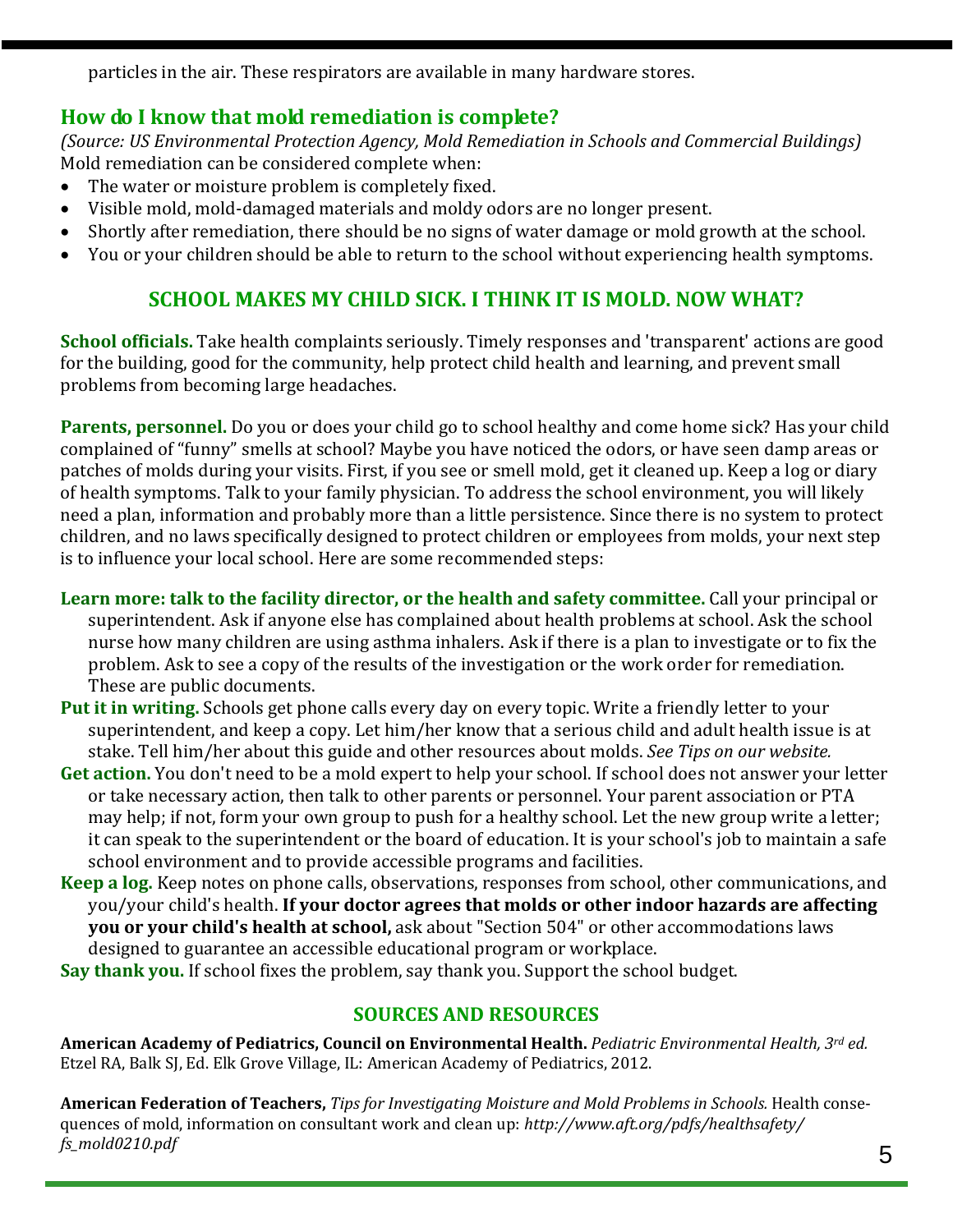particles in the air. These respirators are available in many hardware stores.

## How do I know that mold remediation is complete?

*(Source: US Environmental Protection Agency, Mold Remediation in Schools and Commercial Buildings)*
Mold remediation can be considered complete when:

- The water or moisture problem is completely fixed.
- Visible mold, mold-damaged materials and moldy odors are no longer present.
- Shortly after remediation, there should be no signs of water damage or mold growth at the school.
- You or your children should be able to return to the school without experiencing health symptoms.

## SCHOOL MAKES MY CHILD SICK. I THINK IT IS MOLD. NOW WHAT?

**School officials.** Take health complaints seriously. Timely responses and 'transparent' actions are good for the building, good for the community, help protect child health and learning, and prevent small problems from becoming large headaches.

**Parents, personnel.** Do you or does your child go to school healthy and come home sick? Has your child complained of "funny" smells at school? Maybe you have noticed the odors, or have seen damp areas or patches of molds during your visits. First, if you see or smell mold, get it cleaned up. Keep a log or diary of health symptoms. Talk to your family physician. To address the school environment, you will likely need a plan, information and probably more than a little persistence. Since there is no system to protect children, and no laws specifically designed to protect children or employees from molds, your next step is to influence your local school. Here are some recommended steps:

**Learn more: talk to the facility director, or the health and safety committee.** Call your principal or superintendent. Ask if anyone else has complained about health problems at school. Ask the school nurse how many children are using asthma inhalers. Ask if there is a plan to investigate or to fix the problem. Ask to see a copy of the results of the investigation or the work order for remediation. These are public documents.

**Put it in writing.** Schools get phone calls every day on every topic. Write a friendly letter to your superintendent, and keep a copy. Let him/her know that a serious child and adult health issue is at stake. Tell him/her about this guide and other resources about molds. *See Tips on our website.*

**Get action.** You don't need to be a mold expert to help your school. If school does not answer your letter or take necessary action, then talk to other parents or personnel. Your parent association or PTA may help; if not, form your own group to push for a healthy school. Let the new group write a letter; it can speak to the superintendent or the board of education. It is your school's job to maintain a safe school environment and to provide accessible programs and facilities.

**Keep a log.** Keep notes on phone calls, observations, responses from school, other communications, and you/your child's health. **If your doctor agrees that molds or other indoor hazards are affecting you or your child's health at school,** ask about "Section 504" or other accommodations laws designed to guarantee an accessible educational program or workplace.

**Say thank you.** If school fixes the problem, say thank you. Support the school budget.

## SOURCES AND RESOURCES

**American Academy of Pediatrics, Council on Environmental Health.** *Pediatric Environmental Health, 3rd ed.* Etzel RA, Balk SJ, Ed. Elk Grove Village, IL: American Academy of Pediatrics, 2012.

**American Federation of Teachers,** *Tips for Investigating Moisture and Mold Problems in Schools.* Health consequences of mold, information on consultant work and clean up: *http://www.aft.org/pdfs/healthsafety/fs_mold0210.pdf*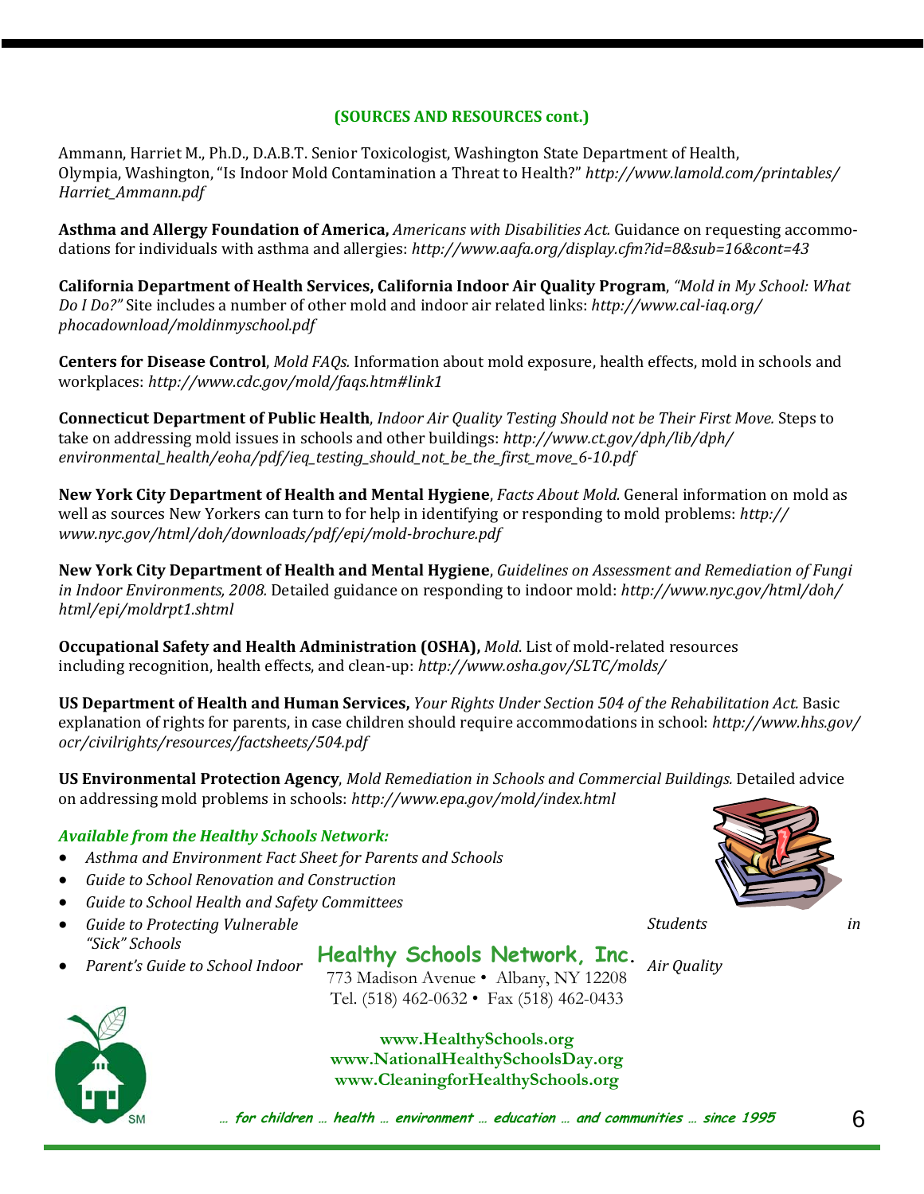**(SOURCES AND RESOURCES cont.)**

Ammann, Harriet M., Ph.D., D.A.B.T. Senior Toxicologist, Washington State Department of Health, Olympia, Washington, "Is Indoor Mold Contamination a Threat to Health?" ***http://www.lamold.com/printables/Harriet_Ammann.pdf***

**Asthma and Allergy Foundation of America,** *Americans with Disabilities Act.* Guidance on requesting accommodations for individuals with asthma and allergies: ***http://www.aafa.org/display.cfm?id=8&sub=16&cont=43***

**California Department of Health Services, California Indoor Air Quality Program**, *"Mold in My School: What Do I Do?"* Site includes a number of other mold and indoor air related links: ***http://www.cal-iaq.org/phocadownload/moldinmyschool.pdf***

**Centers for Disease Control**, *Mold FAQs.* Information about mold exposure, health effects, mold in schools and workplaces: ***http://www.cdc.gov/mold/faqs.htm#link1***

**Connecticut Department of Public Health**, *Indoor Air Quality Testing Should not be Their First Move.* Steps to take on addressing mold issues in schools and other buildings: ***http://www.ct.gov/dph/lib/dph/environmental_health/eoha/pdf/ieq_testing_should_not_be_the_first_move_6-10.pdf***

**New York City Department of Health and Mental Hygiene**, *Facts About Mold.* General information on mold as well as sources New Yorkers can turn to for help in identifying or responding to mold problems: ***http://www.nyc.gov/html/doh/downloads/pdf/epi/mold-brochure.pdf***

**New York City Department of Health and Mental Hygiene**, *Guidelines on Assessment and Remediation of Fungi in Indoor Environments, 2008.* Detailed guidance on responding to indoor mold: ***http://www.nyc.gov/html/doh/html/epi/moldrpt1.shtml***

**Occupational Safety and Health Administration (OSHA),** *Mold*. List of mold-related resources including recognition, health effects, and clean-up: ***http://www.osha.gov/SLTC/molds/***

**US Department of Health and Human Services,** *Your Rights Under Section 504 of the Rehabilitation Act.* Basic explanation of rights for parents, in case children should require accommodations in school: ***http://www.hhs.gov/ocr/civilrights/resources/factsheets/504.pdf***

**US Environmental Protection Agency**, *Mold Remediation in Schools and Commercial Buildings.* Detailed advice on addressing mold problems in schools: ***http://www.epa.gov/mold/index.html***

***Available from the Healthy Schools Network:***

- *Asthma and Environment Fact Sheet for Parents and Schools*
- *Guide to School Renovation and Construction*
- *Guide to School Health and Safety Committees*
- *Guide to Protecting Vulnerable Students in "Sick" Schools*
- *Parent's Guide to School Indoor Air Quality*

**Healthy Schools Network, Inc.**
773 Madison Avenue • Albany, NY 12208
Tel. (518) 462-0632 • Fax (518) 462-0433

**www.HealthySchools.org**
**www.NationalHealthySchoolsDay.org**
**www.CleaningforHealthySchools.org**

***… for children … health … environment … education … and communities … since 1995***